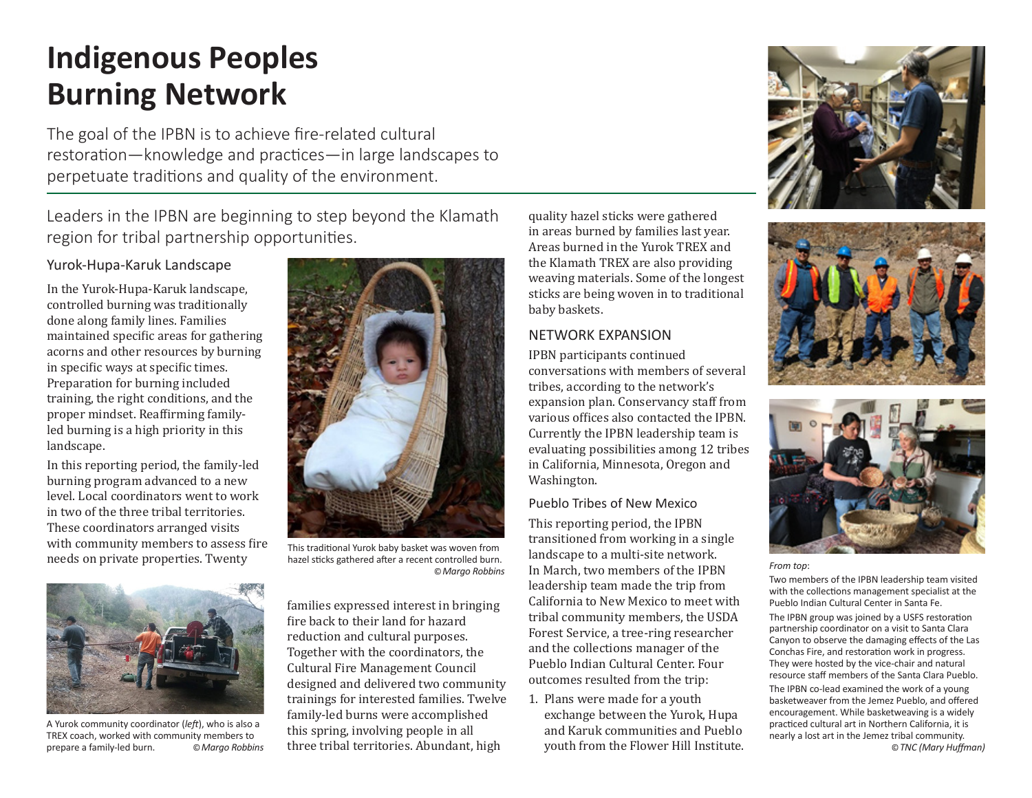# Indigenous Peoples Burning Network

The goal of the IPBN is to achieve fire-related cultural restoration—knowledge and practices—in large landscapes to perpetuate traditions and quality of the environment.

Leaders in the IPBN are beginning to step beyond the Klamath region for tribal partnership opportunities.

### Yurok-Hupa-Karuk Landscape

In the Yurok-Hupa-Karuk landscape, controlled burning was traditionally done along family lines. Families maintained specific areas for gathering acorns and other resources by burning in specific ways at specific times. Preparation for burning included training, the right conditions, and the proper mindset. Reaffirming family-led burning is a high priority in this landscape.

In this reporting period, the family-led burning program advanced to a new level. Local coordinators went to work in two of the three tribal territories. These coordinators arranged visits with community members to assess fire needs on private properties. Twenty families expressed interest in bringing fire back to their land for hazard reduction and cultural purposes. Together with the coordinators, the Cultural Fire Management Council designed and delivered two community trainings for interested families. Twelve family-led burns were accomplished this spring, involving people in all three tribal territories. Abundant, high quality hazel sticks were gathered in areas burned by families last year. Areas burned in the Yurok TREX and the Klamath TREX are also providing weaving materials. Some of the longest sticks are being woven in to traditional baby baskets.

This traditional Yurok baby basket was woven from hazel sticks gathered after a recent controlled burn. *© Margo Robbins*

A Yurok community coordinator (*left*), who is also a TREX coach, worked with community members to prepare a family-led burn. *© Margo Robbins*

### NETWORK EXPANSION

IPBN participants continued conversations with members of several tribes, according to the network's expansion plan. Conservancy staff from various offices also contacted the IPBN. Currently the IPBN leadership team is evaluating possibilities among 12 tribes in California, Minnesota, Oregon and Washington.

### Pueblo Tribes of New Mexico

This reporting period, the IPBN transitioned from working in a single landscape to a multi-site network. In March, two members of the IPBN leadership team made the trip from California to New Mexico to meet with tribal community members, the USDA Forest Service, a tree-ring researcher and the collections manager of the Pueblo Indian Cultural Center. Four outcomes resulted from the trip:

1. Plans were made for a youth exchange between the Yurok, Hupa and Karuk communities and Pueblo youth from the Flower Hill Institute.

*From top*:

Two members of the IPBN leadership team visited with the collections management specialist at the Pueblo Indian Cultural Center in Santa Fe.

The IPBN group was joined by a USFS restoration partnership coordinator on a visit to Santa Clara Canyon to observe the damaging effects of the Las Conchas Fire, and restoration work in progress. They were hosted by the vice-chair and natural resource staff members of the Santa Clara Pueblo.

The IPBN co-lead examined the work of a young basketweaver from the Jemez Pueblo, and offered encouragement. While basketweaving is a widely practiced cultural art in Northern California, it is nearly a lost art in the Jemez tribal community. *© TNC (Mary Huffman)*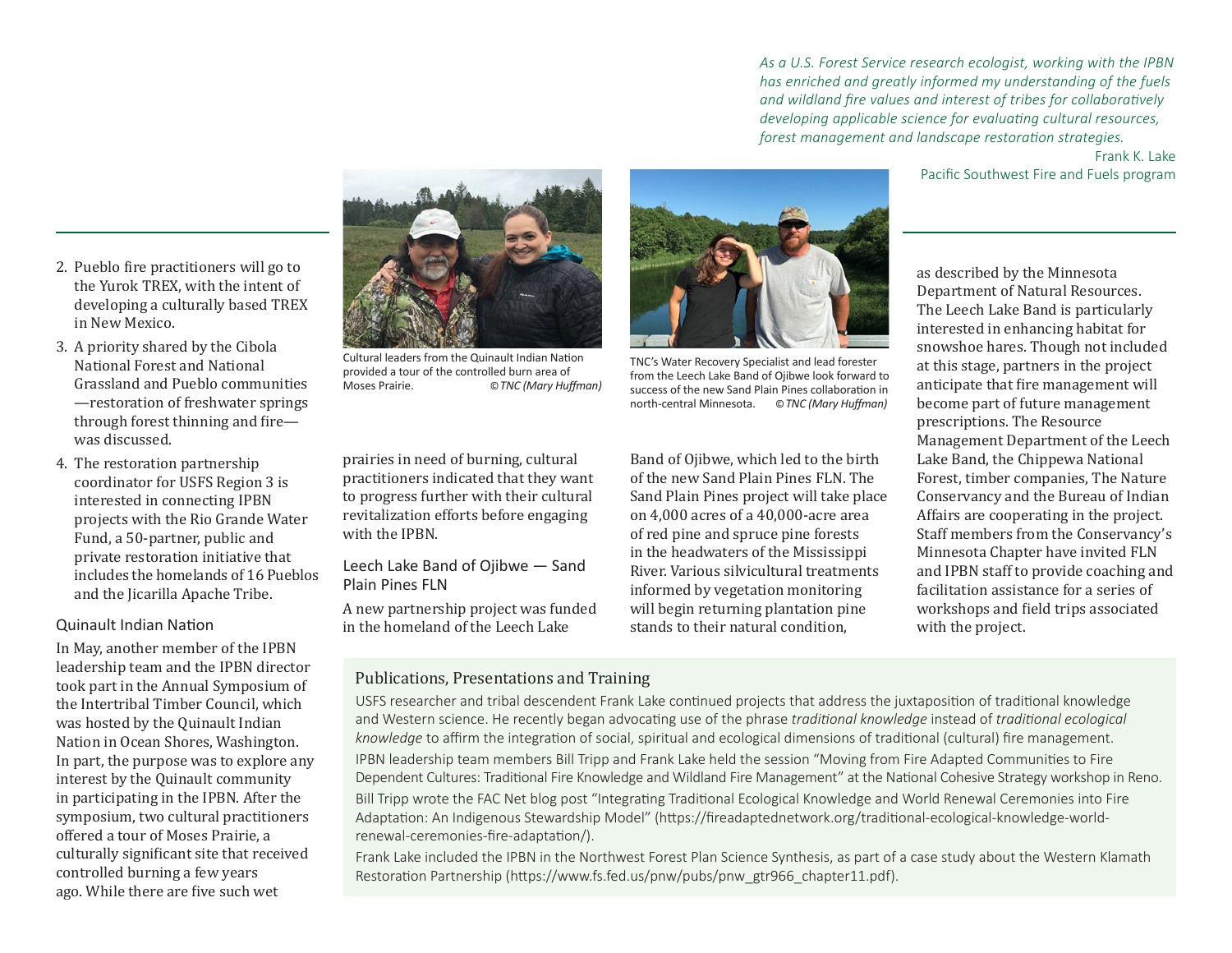*As a U.S. Forest Service research ecologist, working with the IPBN has enriched and greatly informed my understanding of the fuels and wildland fire values and interest of tribes for collaboratively developing applicable science for evaluating cultural resources, forest management and landscape restoration strategies.*

Frank K. Lake
Pacific Southwest Fire and Fuels program

2. Pueblo fire practitioners will go to the Yurok TREX, with the intent of developing a culturally based TREX in New Mexico.
3. A priority shared by the Cibola National Forest and National Grassland and Pueblo communities—restoration of freshwater springs through forest thinning and fire—was discussed.
4. The restoration partnership coordinator for USFS Region 3 is interested in connecting IPBN projects with the Rio Grande Water Fund, a 50-partner, public and private restoration initiative that includes the homelands of 16 Pueblos and the Jicarilla Apache Tribe.

## Quinault Indian Nation

In May, another member of the IPBN leadership team and the IPBN director took part in the Annual Symposium of the Intertribal Timber Council, which was hosted by the Quinault Indian Nation in Ocean Shores, Washington. In part, the purpose was to explore any interest by the Quinault community in participating in the IPBN. After the symposium, two cultural practitioners offered a tour of Moses Prairie, a culturally significant site that received controlled burning a few years ago. While there are five such wet prairies in need of burning, cultural practitioners indicated that they want to progress further with their cultural revitalization efforts before engaging with the IPBN.

Cultural leaders from the Quinault Indian Nation provided a tour of the controlled burn area of Moses Prairie. *© TNC (Mary Huffman)*

## Leech Lake Band of Ojibwe — Sand Plain Pines FLN

A new partnership project was funded in the homeland of the Leech Lake Band of Ojibwe, which led to the birth of the new Sand Plain Pines FLN. The Sand Plain Pines project will take place on 4,000 acres of a 40,000-acre area of red pine and spruce pine forests in the headwaters of the Mississippi River. Various silvicultural treatments informed by vegetation monitoring will begin returning plantation pine stands to their natural condition, as described by the Minnesota Department of Natural Resources. The Leech Lake Band is particularly interested in enhancing habitat for snowshoe hares. Though not included at this stage, partners in the project anticipate that fire management will become part of future management prescriptions. The Resource Management Department of the Leech Lake Band, the Chippewa National Forest, timber companies, The Nature Conservancy and the Bureau of Indian Affairs are cooperating in the project. Staff members from the Conservancy's Minnesota Chapter have invited FLN and IPBN staff to provide coaching and facilitation assistance for a series of workshops and field trips associated with the project.

TNC's Water Recovery Specialist and lead forester from the Leech Lake Band of Ojibwe look forward to success of the new Sand Plain Pines collaboration in north-central Minnesota. *© TNC (Mary Huffman)*

## Publications, Presentations and Training

USFS researcher and tribal descendent Frank Lake continued projects that address the juxtaposition of traditional knowledge and Western science. He recently began advocating use of the phrase *traditional knowledge* instead of *traditional ecological knowledge* to affirm the integration of social, spiritual and ecological dimensions of traditional (cultural) fire management.

IPBN leadership team members Bill Tripp and Frank Lake held the session "Moving from Fire Adapted Communities to Fire Dependent Cultures: Traditional Fire Knowledge and Wildland Fire Management" at the National Cohesive Strategy workshop in Reno.

Bill Tripp wrote the FAC Net blog post "Integrating Traditional Ecological Knowledge and World Renewal Ceremonies into Fire Adaptation: An Indigenous Stewardship Model" (https://fireadaptednetwork.org/traditional-ecological-knowledge-world-renewal-ceremonies-fire-adaptation/).

Frank Lake included the IPBN in the Northwest Forest Plan Science Synthesis, as part of a case study about the Western Klamath Restoration Partnership (https://www.fs.fed.us/pnw/pubs/pnw_gtr966_chapter11.pdf).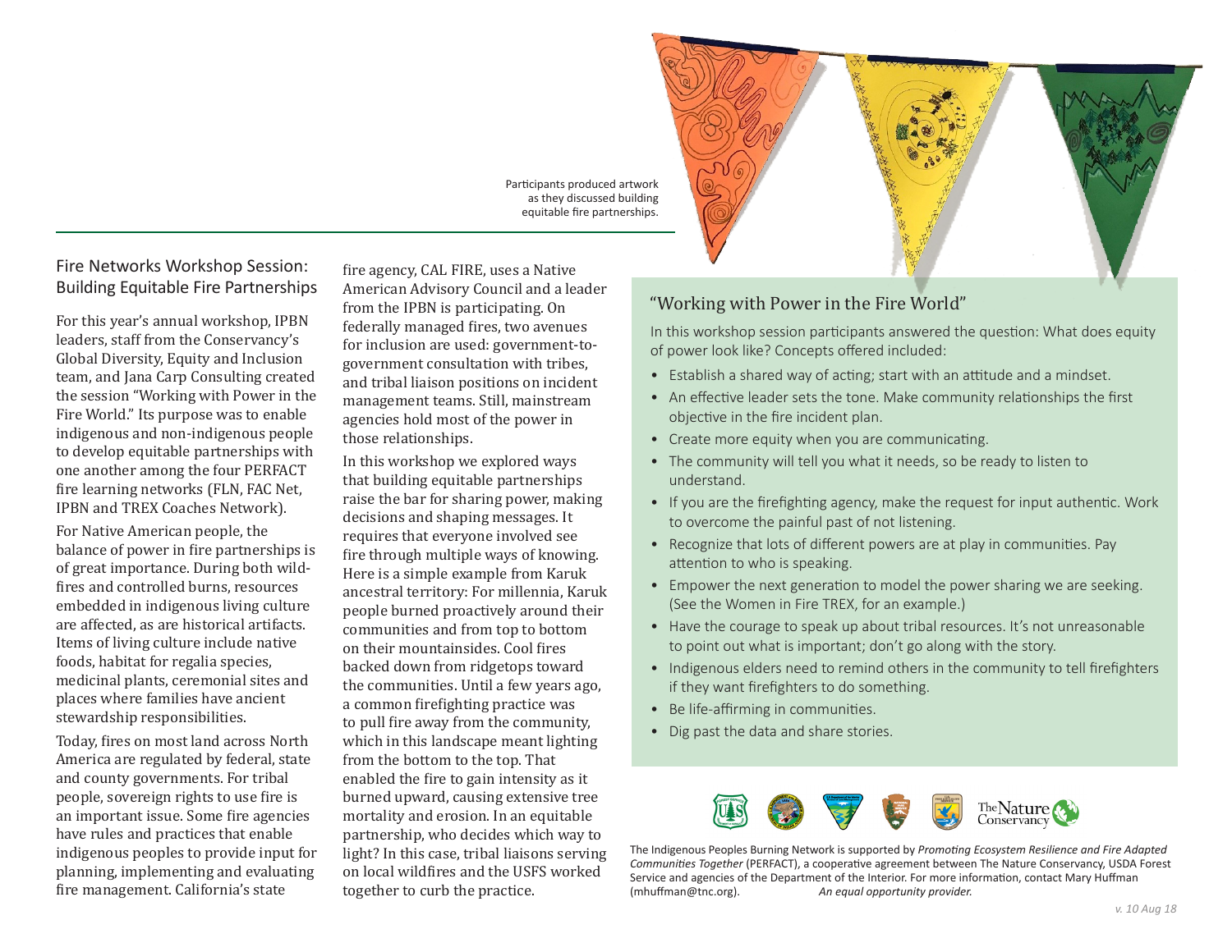Participants produced artwork as they discussed building equitable fire partnerships.

## Fire Networks Workshop Session: Building Equitable Fire Partnerships

For this year's annual workshop, IPBN leaders, staff from the Conservancy's Global Diversity, Equity and Inclusion team, and Jana Carp Consulting created the session "Working with Power in the Fire World." Its purpose was to enable indigenous and non-indigenous people to develop equitable partnerships with one another among the four PERFACT fire learning networks (FLN, FAC Net, IPBN and TREX Coaches Network).

For Native American people, the balance of power in fire partnerships is of great importance. During both wildfires and controlled burns, resources embedded in indigenous living culture are affected, as are historical artifacts. Items of living culture include native foods, habitat for regalia species, medicinal plants, ceremonial sites and places where families have ancient stewardship responsibilities.

Today, fires on most land across North America are regulated by federal, state and county governments. For tribal people, sovereign rights to use fire is an important issue. Some fire agencies have rules and practices that enable indigenous peoples to provide input for planning, implementing and evaluating fire management. California's state fire agency, CAL FIRE, uses a Native American Advisory Council and a leader from the IPBN is participating. On federally managed fires, two avenues for inclusion are used: government-to-government consultation with tribes, and tribal liaison positions on incident management teams. Still, mainstream agencies hold most of the power in those relationships.

In this workshop we explored ways that building equitable partnerships raise the bar for sharing power, making decisions and shaping messages. It requires that everyone involved see fire through multiple ways of knowing. Here is a simple example from Karuk ancestral territory: For millennia, Karuk people burned proactively around their communities and from top to bottom on their mountainsides. Cool fires backed down from ridgetops toward the communities. Until a few years ago, a common firefighting practice was to pull fire away from the community, which in this landscape meant lighting from the bottom to the top. That enabled the fire to gain intensity as it burned upward, causing extensive tree mortality and erosion. In an equitable partnership, who decides which way to light? In this case, tribal liaisons serving on local wildfires and the USFS worked together to curb the practice.

### "Working with Power in the Fire World"

In this workshop session participants answered the question: What does equity of power look like? Concepts offered included:

- Establish a shared way of acting; start with an attitude and a mindset.
- An effective leader sets the tone. Make community relationships the first objective in the fire incident plan.
- Create more equity when you are communicating.
- The community will tell you what it needs, so be ready to listen to understand.
- If you are the firefighting agency, make the request for input authentic. Work to overcome the painful past of not listening.
- Recognize that lots of different powers are at play in communities. Pay attention to who is speaking.
- Empower the next generation to model the power sharing we are seeking. (See the Women in Fire TREX, for an example.)
- Have the courage to speak up about tribal resources. It's not unreasonable to point out what is important; don't go along with the story.
- Indigenous elders need to remind others in the community to tell firefighters if they want firefighters to do something.
- Be life-affirming in communities.
- Dig past the data and share stories.

The Indigenous Peoples Burning Network is supported by *Promoting Ecosystem Resilience and Fire Adapted Communities Together* (PERFACT), a cooperative agreement between The Nature Conservancy, USDA Forest Service and agencies of the Department of the Interior. For more information, contact Mary Huffman (mhuffman@tnc.org). *An equal opportunity provider.*

*v. 10 Aug 18*